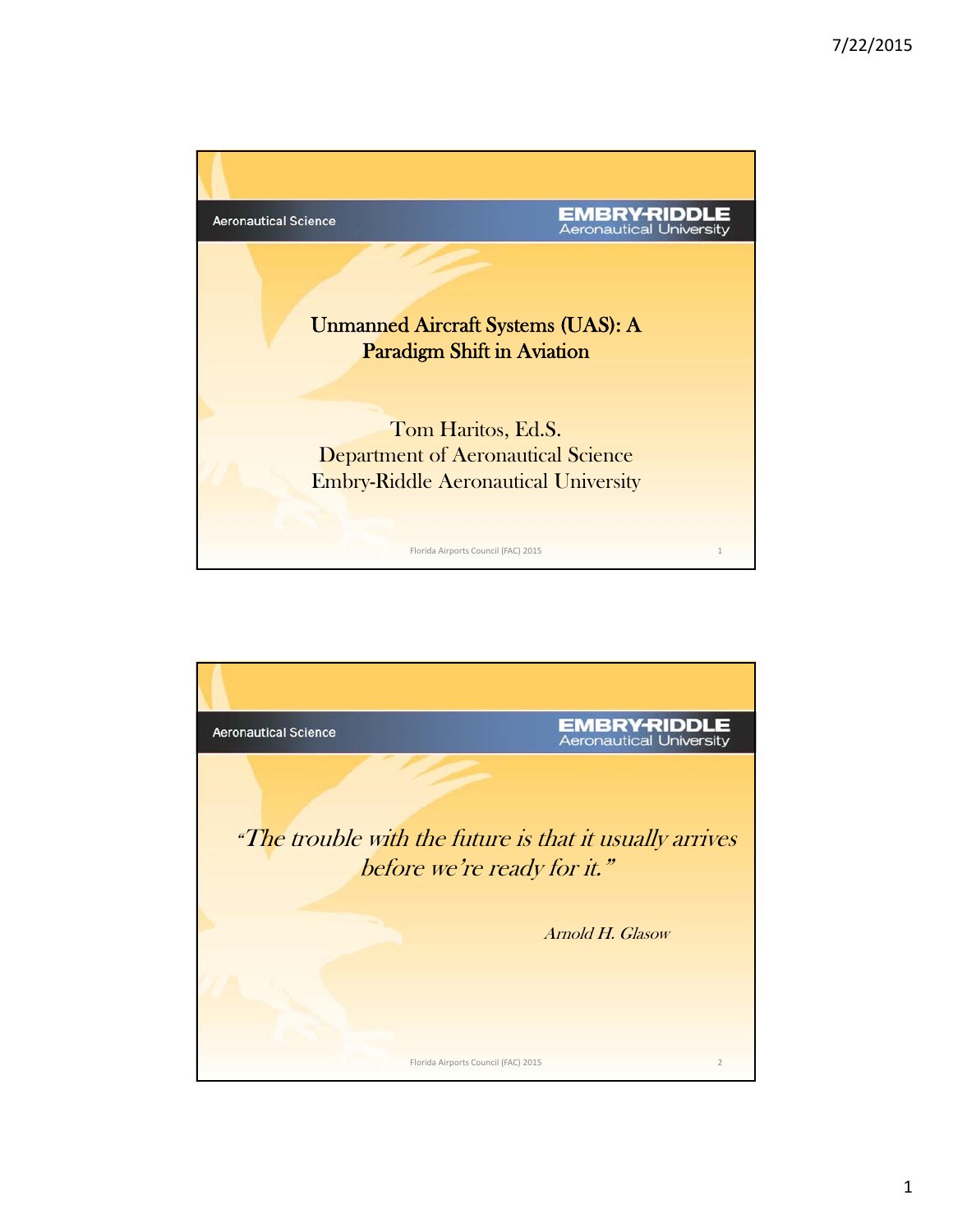Aeronautical Science

**EMBRY-RIDDLE** Aeronautical University

# Unmanned Aircraft Systems (UAS): A Paradigm Shift in Aviation

Tom Haritos, Ed.S.
Department of Aeronautical Science
Embry-Riddle Aeronautical University

Florida Airports Council (FAC) 2015

---

Aeronautical Science

**EMBRY-RIDDLE** Aeronautical University

*"The trouble with the future is that it usually arrives before we're ready for it."*

*Arnold H. Glasow*

Florida Airports Council (FAC) 2015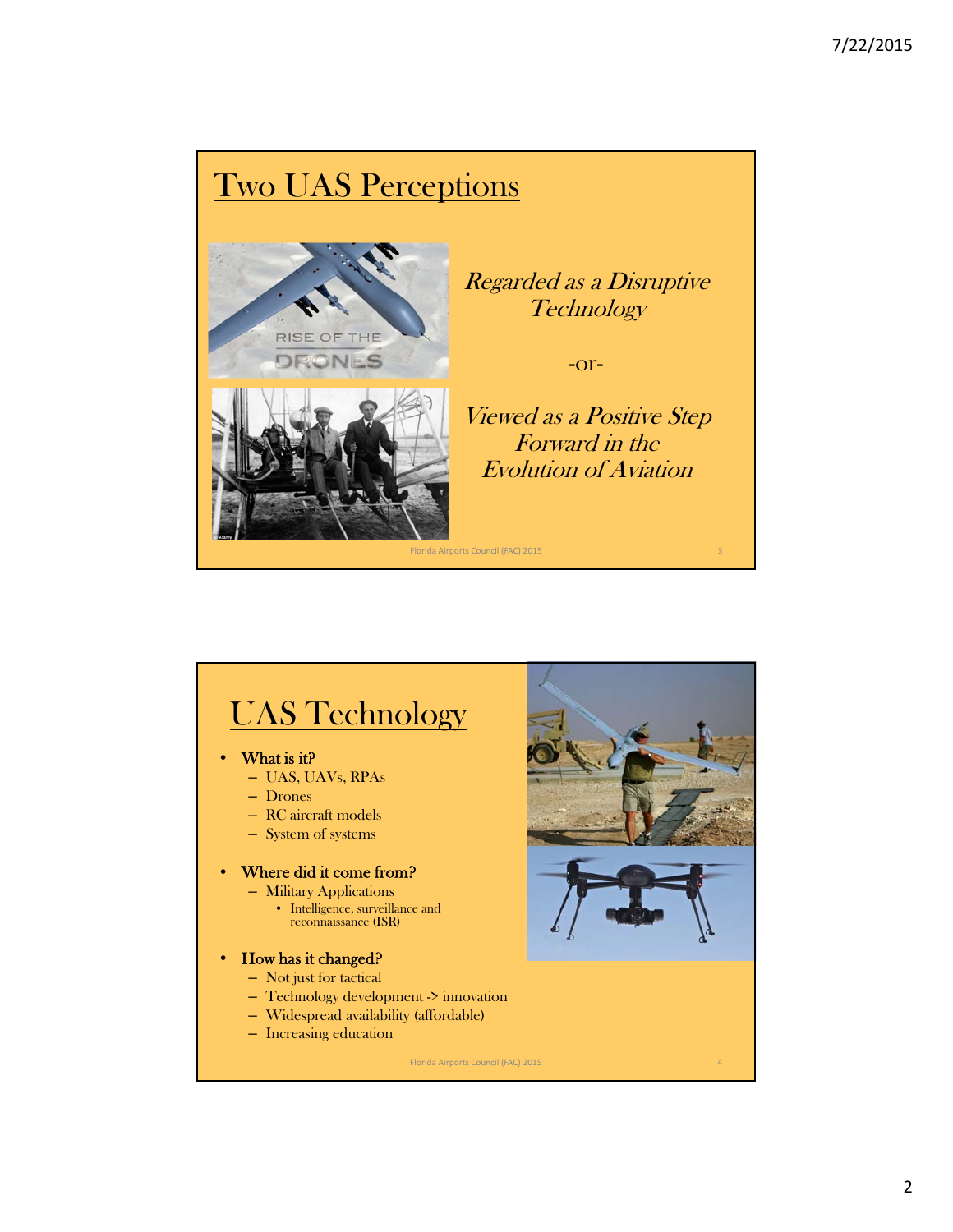## Two UAS Perceptions

*Regarded as a Disruptive Technology*

-or-

*Viewed as a Positive Step Forward in the Evolution of Aviation*

## UAS Technology

- What is it?
  - UAS, UAVs, RPAs
  - Drones
  - RC aircraft models
  - System of systems
- Where did it come from?
  - Military Applications
    - Intelligence, surveillance and reconnaissance (ISR)
- How has it changed?
  - Not just for tactical
  - Technology development -> innovation
  - Widespread availability (affordable)
  - Increasing education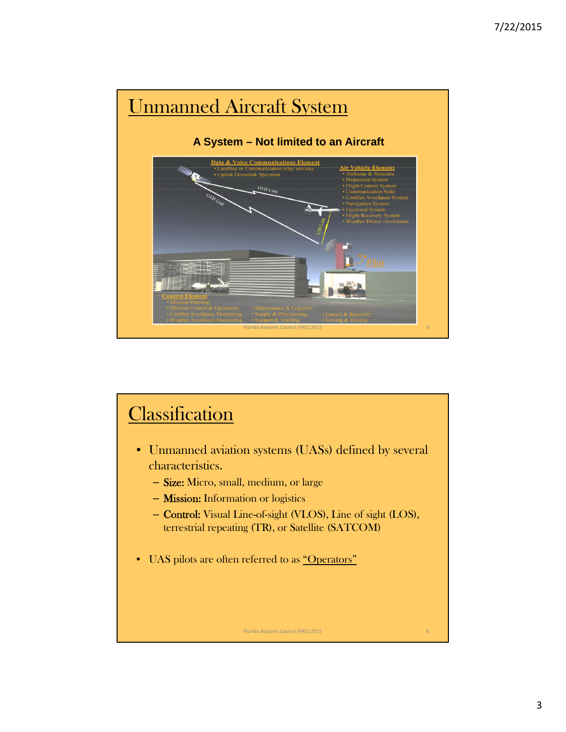# Unnamed Aircraft System

**A System – Not limited to an Aircraft**

Data & Voice Communications Element
- Landline or Communication relay services
- Uplink/Downlink Spectrum

Air Vehicle Element
- Airframe & Structure
- Propulsion System
- Flight Control System
- Communication Suite
- Conflict Avoidance System
- Navigation System
- Electrical System
- Flight Recovery System
- Weather Detect /Avoidance

OTH Link

OTH Link

LOS Link

Pilot

Control Element
- Mission Planning
- Mission Control & Operations
- Conflict Avoidance Monitoring
- Weather Avoidance Monitoring
- Maintenance & Logistics
- Supply & Provisioning
- Support & Training
- Launch & Recovery
- Towing & Taxiing

# Classification

- Unmanned aviation systems (UASs) defined by several characteristics.
  - **Size:** Micro, small, medium, or large
  - **Mission:** Information or logistics
  - **Control:** Visual Line-of-sight (VLOS), Line of sight (LOS), terrestrial repeating (TR), or Satellite (SATCOM)
- UAS pilots are often referred to as "Operators"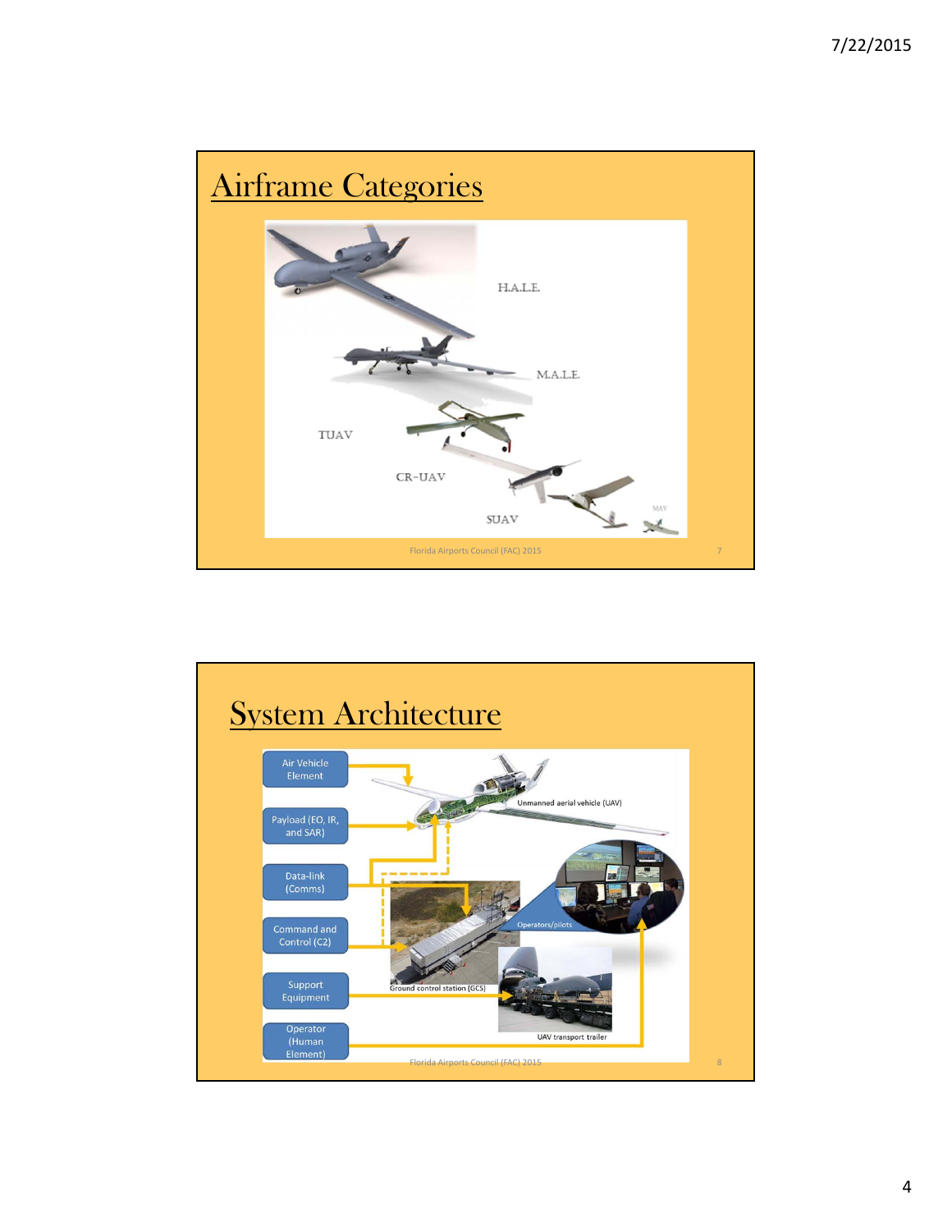## Airframe Categories

H.A.L.E.

M.A.L.E.

TUAV

CR-UAV

SUAV

MAV

## System Architecture

- Air Vehicle Element
- Payload (EO, IR, and SAR)
- Data-link (Comms)
- Command and Control (C2)
- Support Equipment
- Operator (Human Element)

Unmanned aerial vehicle (UAV)

Operators/pilots

Ground control station (GCS)

UAV transport trailer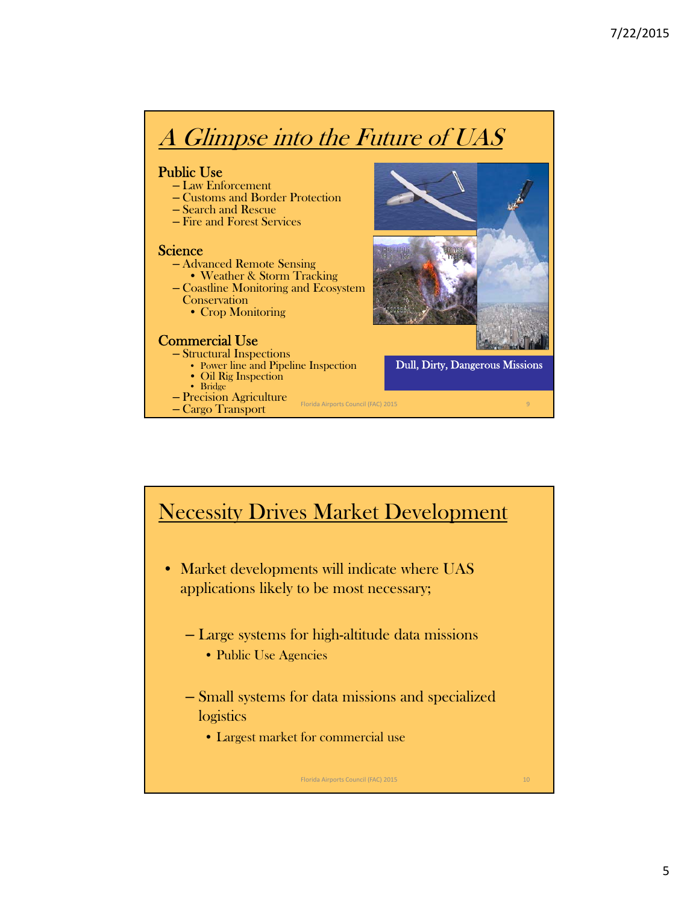## *A Glimpse into the Future of UAS*

**Public Use**
- Law Enforcement
- Customs and Border Protection
- Search and Rescue
- Fire and Forest Services

**Science**
- Advanced Remote Sensing
  - Weather & Storm Tracking
- Coastline Monitoring and Ecosystem Conservation
  - Crop Monitoring

**Commercial Use**
- Structural Inspections
  - Power line and Pipeline Inspection
  - Oil Rig Inspection
  - Bridge
- Precision Agriculture
- Cargo Transport

Dull, Dirty, Dangerous Missions

## Necessity Drives Market Development

- Market developments will indicate where UAS applications likely to be most necessary;
  - Large systems for high-altitude data missions
    - Public Use Agencies
  - Small systems for data missions and specialized logistics
    - Largest market for commercial use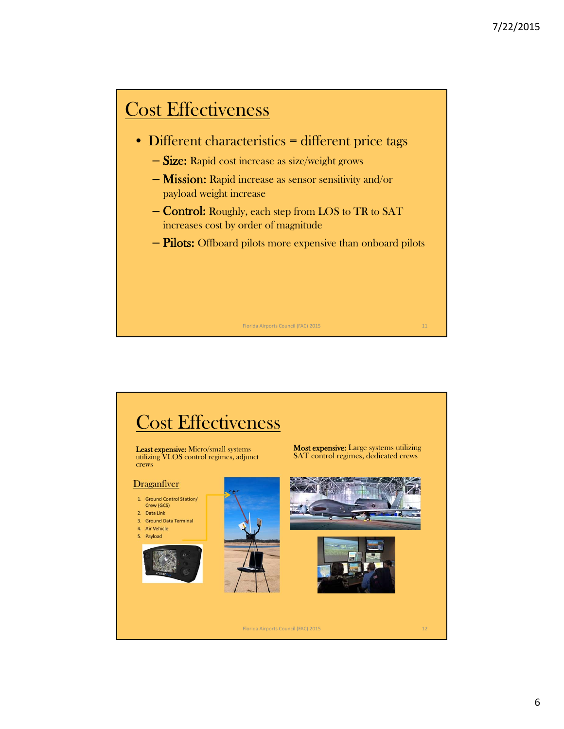# Cost Effectiveness

- Different characteristics = different price tags
  - **Size:** Rapid cost increase as size/weight grows
  - **Mission:** Rapid increase as sensor sensitivity and/or payload weight increase
  - **Control:** Roughly, each step from LOS to TR to SAT increases cost by order of magnitude
  - **Pilots:** Offboard pilots more expensive than onboard pilots

# Cost Effectiveness

**Least expensive:** Micro/small systems utilizing VLOS control regimes, adjunct crews

**Most expensive:** Large systems utilizing SAT control regimes, dedicated crews

## Draganflyer

1. Ground Control Station/ Crew (GCS)
2. Data Link
3. Ground Data Terminal
4. Air Vehicle
5. Payload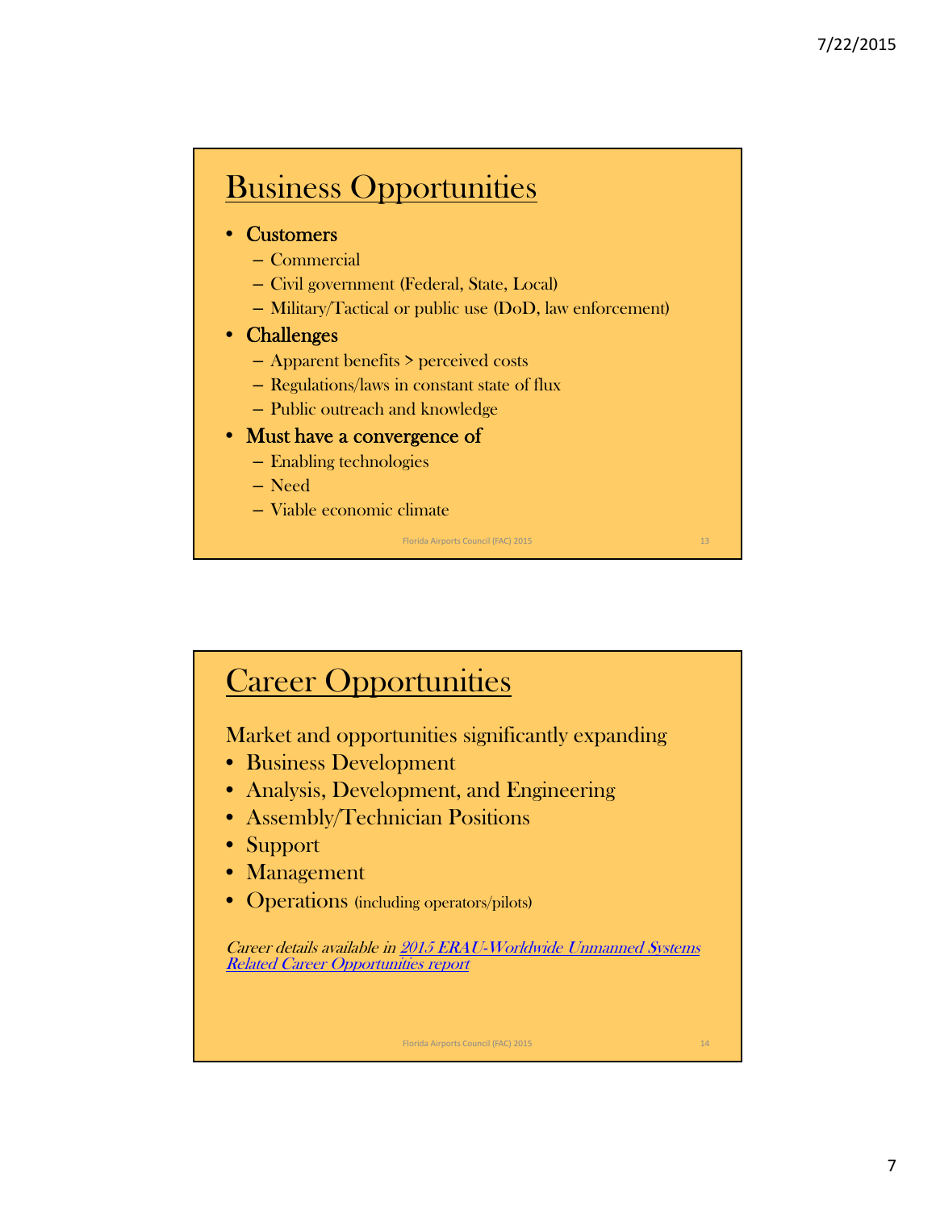## Business Opportunities

- Customers
  - Commercial
  - Civil government (Federal, State, Local)
  - Military/Tactical or public use (DoD, law enforcement)
- Challenges
  - Apparent benefits > perceived costs
  - Regulations/laws in constant state of flux
  - Public outreach and knowledge
- Must have a convergence of
  - Enabling technologies
  - Need
  - Viable economic climate

## Career Opportunities

Market and opportunities significantly expanding

- Business Development
- Analysis, Development, and Engineering
- Assembly/Technician Positions
- Support
- Management
- Operations (including operators/pilots)

*Career details available in [2015 ERAU-Worldwide Unmanned Systems Related Career Opportunities report]*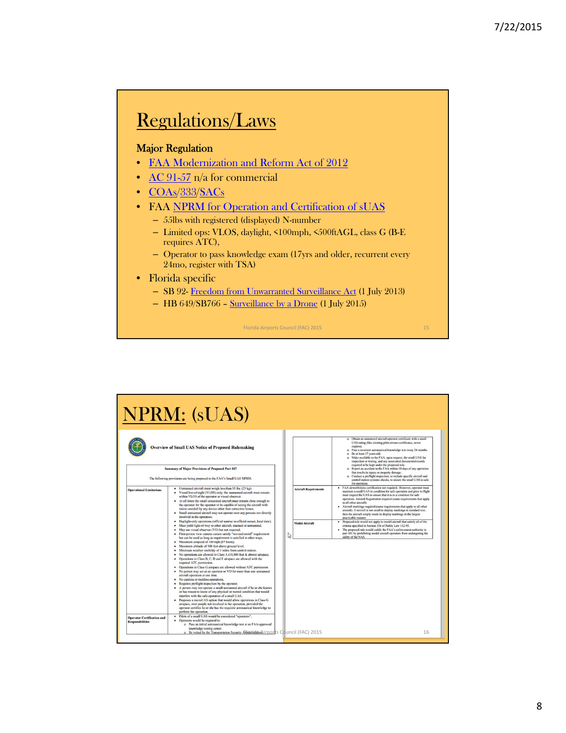# Regulations/Laws

**Major Regulation**

- FAA Modernization and Reform Act of 2012
- AC 91-57 n/a for commercial
- COAs/333/SACs
- FAA NPRM for Operation and Certification of sUAS
  - 55lbs with registered (displayed) N-number
  - Limited ops: VLOS, daylight, <100mph, <500ftAGL, class G (B-E requires ATC),
  - Operator to pass knowledge exam (17yrs and older, recurrent every 24mo, register with TSA)
- Florida specific
  - SB 92- Freedom from Unwarranted Surveillance Act (1 July 2013)
  - HB 649/SB766 – Surveillance by a Drone (1 July 2015)

Florida Airports Council (FAC) 2015

# NPRM: (sUAS)

**Overview of Small UAS Notice of Proposed Rulemaking**

**Summary of Major Provisions of Proposed Part 107**

The following provisions are being proposed in the FAA's Small UAS NPRM.

| | |
|---|---|
| **Operational Limitations** | • Unmanned aircraft must weigh less than 55 lbs. (25 kg).<br>• Visual line-of-sight (VLOS) only; the unmanned aircraft must remain within VLOS of the operator or visual observer.<br>• At all times the small unmanned aircraft must remain close enough to the operator for the operator to be capable of seeing the aircraft with vision unaided by any device other than corrective lenses.<br>• Small unmanned aircraft may not operate over any persons not directly involved in the operation.<br>• Daylight-only operations (official sunrise to official sunset, local time).<br>• Must yield right-of-way to other aircraft, manned or unmanned.<br>• May use visual observer (VO) but not required.<br>• First-person view camera cannot satisfy "see-and-avoid" requirement but can be used as long as requirement is satisfied in other ways.<br>• Maximum airspeed of 100 mph (87 knots).<br>• Maximum altitude of 500 feet above ground level.<br>• Minimum weather visibility of 3 miles from control station.<br>• No operations are allowed in Class A (18,000 feet & above) airspace.<br>• Operations in Class B, C, D and E airspace are allowed with the required ATC permission.<br>• Operations in Class G airspace are allowed without ATC permission<br>• No person may act as an operator or VO for more than one unmanned aircraft operation at one time.<br>• No careless or reckless operations.<br>• Requires preflight inspection by the operator.<br>• A person may not operate a small unmanned aircraft if he or she knows or has reason to know of any physical or mental condition that would interfere with the safe operation of a small UAS.<br>• Proposes a microUAS option that would allow operations in Class G airspace, over people not involved in the operation, provided the operator certifies he or she has the requisite aeronautical knowledge to perform the operation. |
| **Operator Certification and Responsibilities** | • Pilots of a small UAS would be considered "operators".<br>• Operators would be required to:<br>  o Pass an initial aeronautical knowledge test at an FAA-approved knowledge testing center.<br>  o Be vetted by the Transportation Security Administration.<br>  o Obtain an unmanned aircraft operator certificate with a small UAS rating (like existing pilot airmen certificates, never expires).<br>  o Pass a recurrent aeronautical knowledge test every 24 months.<br>  o Be at least 17 years old.<br>  o Make available to the FAA, upon request, the small UAS for inspection or testing, and any associated documents/records required to be kept under the proposed rule.<br>  o Report an accident to the FAA within 10 days of any operation that results in injury or property damage.<br>  o Conduct a preflight inspection, to include specific aircraft and control station systems checks, to ensure the small UAS is safe for operation. |
| **Aircraft Requirements** | • FAA airworthiness certification not required. However, operator must maintain a small UAS in condition for safe operation and prior to flight must inspect the UAS to ensure that it is in a condition for safe operation. Aircraft Registration required (same requirements that apply to all other aircraft).<br>• Aircraft markings required (same requirements that apply to all other aircraft). If aircraft is too small to display markings in standard size, then the aircraft simply needs to display markings in the largest practicable manner. |
| **Model Aircraft** | • Proposed rule would not apply to model aircraft that satisfy all of the criteria specified in Section 336 of Public Law 112-95.<br>• The proposed rule would codify the FAA's enforcement authority in part 101 by prohibiting model aircraft operators from endangering the safety of the NAS. |

Florida Airports Council (FAC) 2015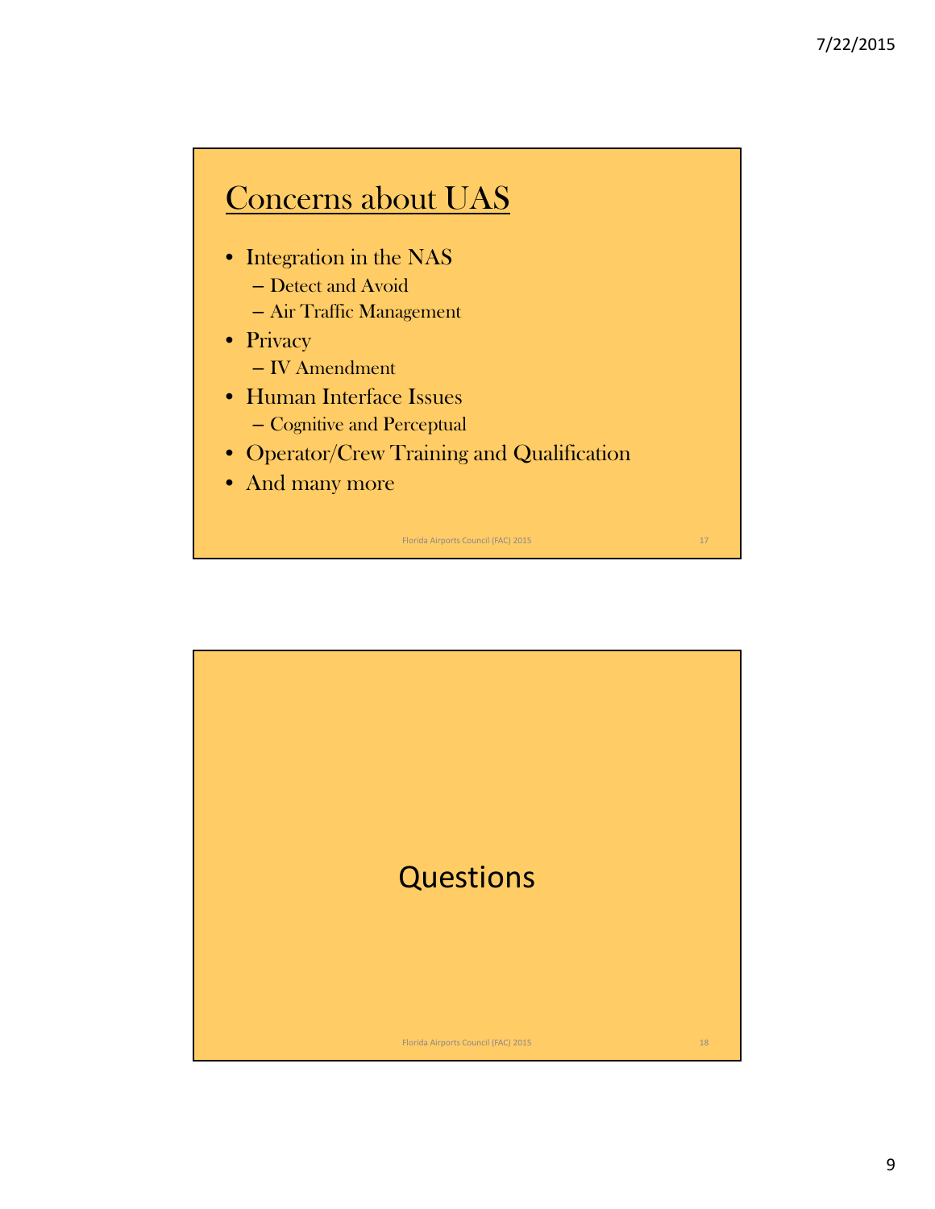## Concerns about UAS

- Integration in the NAS
  - Detect and Avoid
  - Air Traffic Management
- Privacy
  - IV Amendment
- Human Interface Issues
  - Cognitive and Perceptual
- Operator/Crew Training and Qualification
- And many more

## Questions